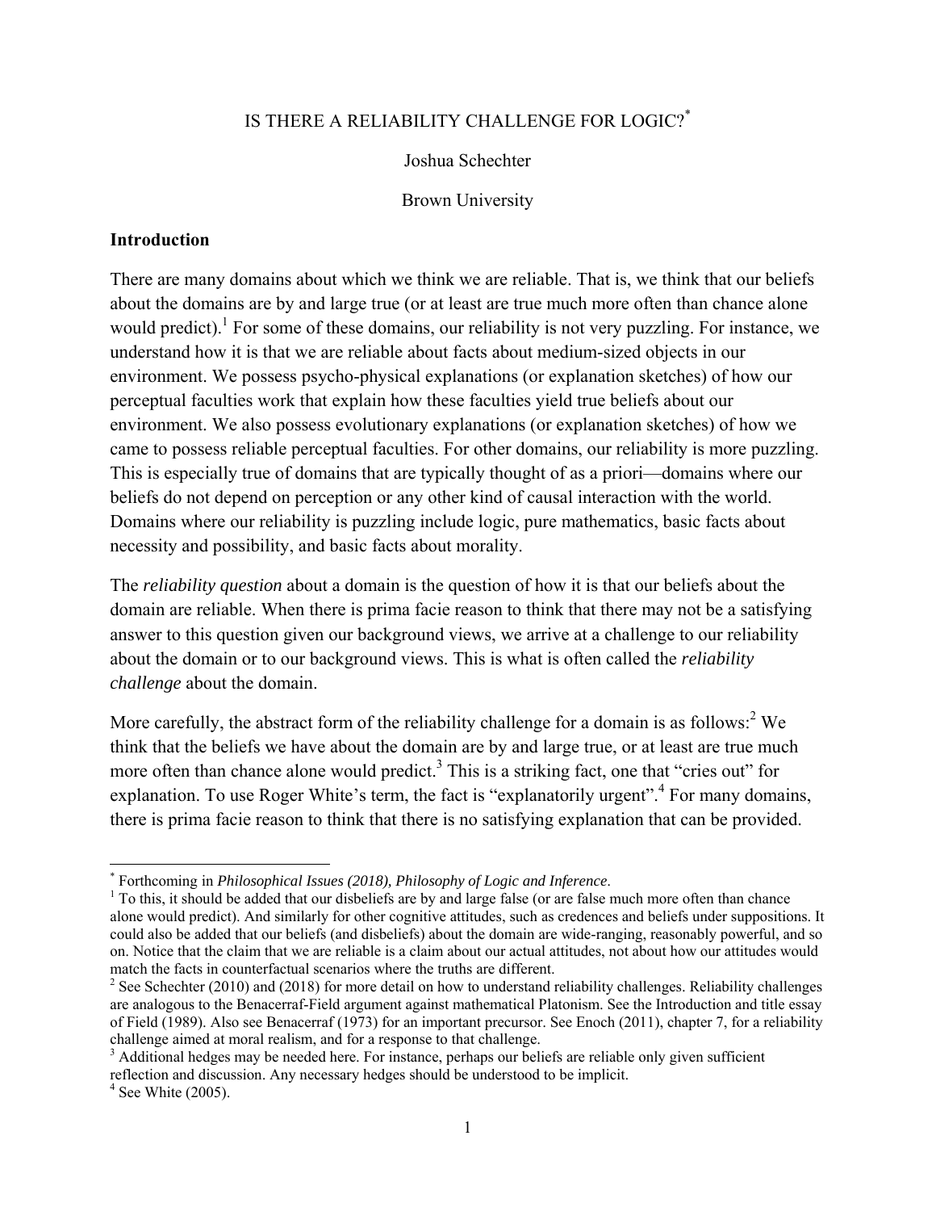# IS THERE A RELIABILITY CHALLENGE FOR LOGIC?*

Joshua Schechter

Brown University

## Introduction

There are many domains about which we think we are reliable. That is, we think that our beliefs about the domains are by and large true (or at least are true much more often than chance alone would predict).[1] For some of these domains, our reliability is not very puzzling. For instance, we understand how it is that we are reliable about facts about medium-sized objects in our environment. We possess psycho-physical explanations (or explanation sketches) of how our perceptual faculties work that explain how these faculties yield true beliefs about our environment. We also possess evolutionary explanations (or explanation sketches) of how we came to possess reliable perceptual faculties. For other domains, our reliability is more puzzling. This is especially true of domains that are typically thought of as a priori—domains where our beliefs do not depend on perception or any other kind of causal interaction with the world. Domains where our reliability is puzzling include logic, pure mathematics, basic facts about necessity and possibility, and basic facts about morality.

The *reliability question* about a domain is the question of how it is that our beliefs about the domain are reliable. When there is prima facie reason to think that there may not be a satisfying answer to this question given our background views, we arrive at a challenge to our reliability about the domain or to our background views. This is what is often called the *reliability challenge* about the domain.

More carefully, the abstract form of the reliability challenge for a domain is as follows:[2] We think that the beliefs we have about the domain are by and large true, or at least are true much more often than chance alone would predict.[3] This is a striking fact, one that "cries out" for explanation. To use Roger White's term, the fact is "explanatorily urgent".[4] For many domains, there is prima facie reason to think that there is no satisfying explanation that can be provided.

---

\* Forthcoming in *Philosophical Issues (2018), Philosophy of Logic and Inference*.

[1] To this, it should be added that our disbeliefs are by and large false (or are false much more often than chance alone would predict). And similarly for other cognitive attitudes, such as credences and beliefs under suppositions. It could also be added that our beliefs (and disbeliefs) about the domain are wide-ranging, reasonably powerful, and so on. Notice that the claim that we are reliable is a claim about our actual attitudes, not about how our attitudes would match the facts in counterfactual scenarios where the truths are different.

[2] See Schechter (2010) and (2018) for more detail on how to understand reliability challenges. Reliability challenges are analogous to the Benacerraf-Field argument against mathematical Platonism. See the Introduction and title essay of Field (1989). Also see Benacerraf (1973) for an important precursor. See Enoch (2011), chapter 7, for a reliability challenge aimed at moral realism, and for a response to that challenge.

[3] Additional hedges may be needed here. For instance, perhaps our beliefs are reliable only given sufficient reflection and discussion. Any necessary hedges should be understood to be implicit.

[4] See White (2005).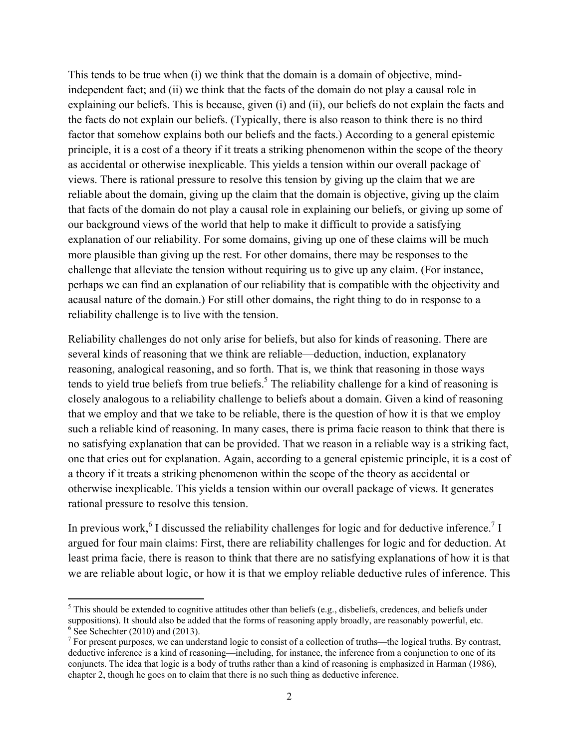This tends to be true when (i) we think that the domain is a domain of objective, mind-independent fact; and (ii) we think that the facts of the domain do not play a causal role in explaining our beliefs. This is because, given (i) and (ii), our beliefs do not explain the facts and the facts do not explain our beliefs. (Typically, there is also reason to think there is no third factor that somehow explains both our beliefs and the facts.) According to a general epistemic principle, it is a cost of a theory if it treats a striking phenomenon within the scope of the theory as accidental or otherwise inexplicable. This yields a tension within our overall package of views. There is rational pressure to resolve this tension by giving up the claim that we are reliable about the domain, giving up the claim that the domain is objective, giving up the claim that facts of the domain do not play a causal role in explaining our beliefs, or giving up some of our background views of the world that help to make it difficult to provide a satisfying explanation of our reliability. For some domains, giving up one of these claims will be much more plausible than giving up the rest. For other domains, there may be responses to the challenge that alleviate the tension without requiring us to give up any claim. (For instance, perhaps we can find an explanation of our reliability that is compatible with the objectivity and acausal nature of the domain.) For still other domains, the right thing to do in response to a reliability challenge is to live with the tension.

Reliability challenges do not only arise for beliefs, but also for kinds of reasoning. There are several kinds of reasoning that we think are reliable—deduction, induction, explanatory reasoning, analogical reasoning, and so forth. That is, we think that reasoning in those ways tends to yield true beliefs from true beliefs.[5] The reliability challenge for a kind of reasoning is closely analogous to a reliability challenge to beliefs about a domain. Given a kind of reasoning that we employ and that we take to be reliable, there is the question of how it is that we employ such a reliable kind of reasoning. In many cases, there is prima facie reason to think that there is no satisfying explanation that can be provided. That we reason in a reliable way is a striking fact, one that cries out for explanation. Again, according to a general epistemic principle, it is a cost of a theory if it treats a striking phenomenon within the scope of the theory as accidental or otherwise inexplicable. This yields a tension within our overall package of views. It generates rational pressure to resolve this tension.

In previous work,[6] I discussed the reliability challenges for logic and for deductive inference.[7] I argued for four main claims: First, there are reliability challenges for logic and for deduction. At least prima facie, there is reason to think that there are no satisfying explanations of how it is that we are reliable about logic, or how it is that we employ reliable deductive rules of inference. This

---

[5] This should be extended to cognitive attitudes other than beliefs (e.g., disbeliefs, credences, and beliefs under suppositions). It should also be added that the forms of reasoning apply broadly, are reasonably powerful, etc.

[6] See Schechter (2010) and (2013).

[7] For present purposes, we can understand logic to consist of a collection of truths—the logical truths. By contrast, deductive inference is a kind of reasoning—including, for instance, the inference from a conjunction to one of its conjuncts. The idea that logic is a body of truths rather than a kind of reasoning is emphasized in Harman (1986), chapter 2, though he goes on to claim that there is no such thing as deductive inference.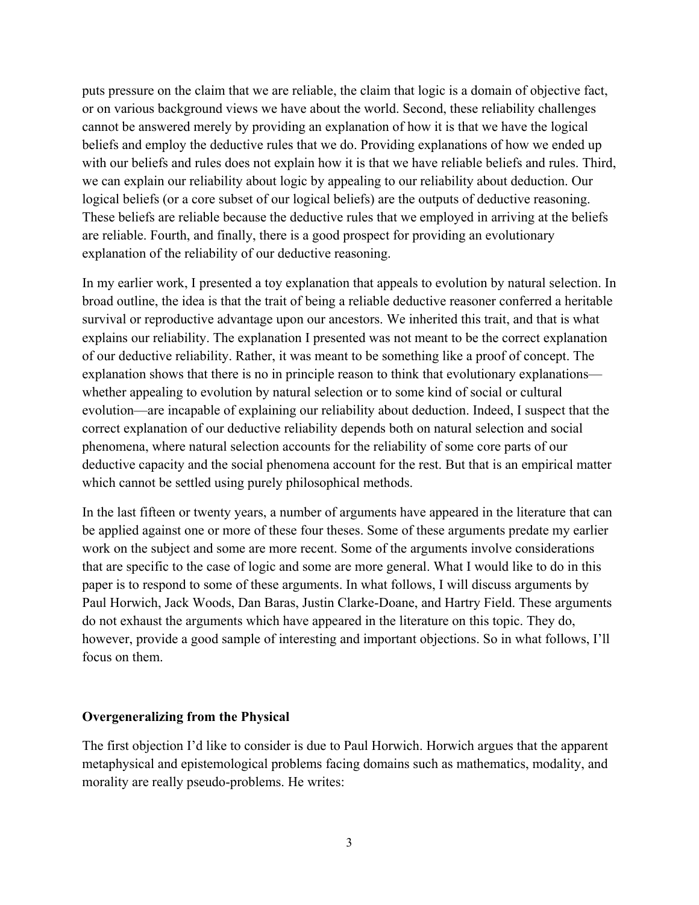puts pressure on the claim that we are reliable, the claim that logic is a domain of objective fact, or on various background views we have about the world. Second, these reliability challenges cannot be answered merely by providing an explanation of how it is that we have the logical beliefs and employ the deductive rules that we do. Providing explanations of how we ended up with our beliefs and rules does not explain how it is that we have reliable beliefs and rules. Third, we can explain our reliability about logic by appealing to our reliability about deduction. Our logical beliefs (or a core subset of our logical beliefs) are the outputs of deductive reasoning. These beliefs are reliable because the deductive rules that we employed in arriving at the beliefs are reliable. Fourth, and finally, there is a good prospect for providing an evolutionary explanation of the reliability of our deductive reasoning.

In my earlier work, I presented a toy explanation that appeals to evolution by natural selection. In broad outline, the idea is that the trait of being a reliable deductive reasoner conferred a heritable survival or reproductive advantage upon our ancestors. We inherited this trait, and that is what explains our reliability. The explanation I presented was not meant to be the correct explanation of our deductive reliability. Rather, it was meant to be something like a proof of concept. The explanation shows that there is no in principle reason to think that evolutionary explanations—whether appealing to evolution by natural selection or to some kind of social or cultural evolution—are incapable of explaining our reliability about deduction. Indeed, I suspect that the correct explanation of our deductive reliability depends both on natural selection and social phenomena, where natural selection accounts for the reliability of some core parts of our deductive capacity and the social phenomena account for the rest. But that is an empirical matter which cannot be settled using purely philosophical methods.

In the last fifteen or twenty years, a number of arguments have appeared in the literature that can be applied against one or more of these four theses. Some of these arguments predate my earlier work on the subject and some are more recent. Some of the arguments involve considerations that are specific to the case of logic and some are more general. What I would like to do in this paper is to respond to some of these arguments. In what follows, I will discuss arguments by Paul Horwich, Jack Woods, Dan Baras, Justin Clarke-Doane, and Hartry Field. These arguments do not exhaust the arguments which have appeared in the literature on this topic. They do, however, provide a good sample of interesting and important objections. So in what follows, I'll focus on them.

## Overgeneralizing from the Physical

The first objection I'd like to consider is due to Paul Horwich. Horwich argues that the apparent metaphysical and epistemological problems facing domains such as mathematics, modality, and morality are really pseudo-problems. He writes: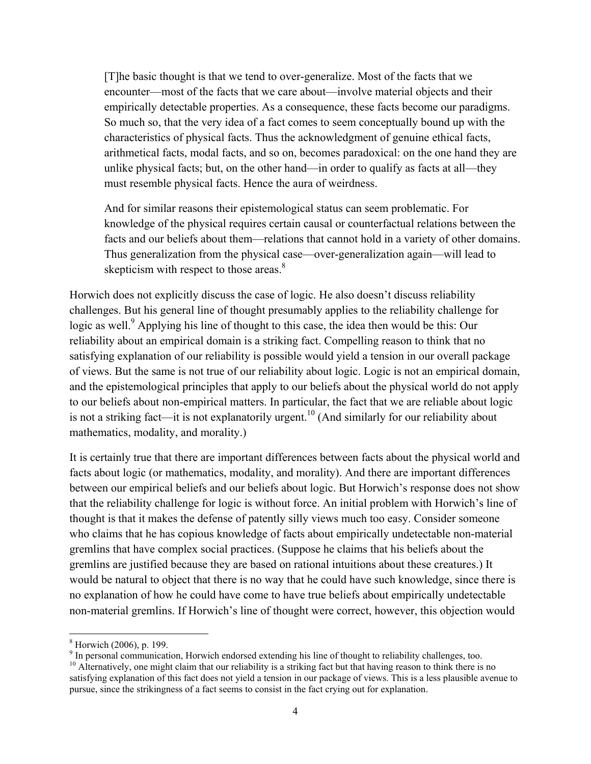> [T]he basic thought is that we tend to over-generalize. Most of the facts that we encounter—most of the facts that we care about—involve material objects and their empirically detectable properties. As a consequence, these facts become our paradigms. So much so, that the very idea of a fact comes to seem conceptually bound up with the characteristics of physical facts. Thus the acknowledgment of genuine ethical facts, arithmetical facts, modal facts, and so on, becomes paradoxical: on the one hand they are unlike physical facts; but, on the other hand—in order to qualify as facts at all—they must resemble physical facts. Hence the aura of weirdness.
>
> And for similar reasons their epistemological status can seem problematic. For knowledge of the physical requires certain causal or counterfactual relations between the facts and our beliefs about them—relations that cannot hold in a variety of other domains. Thus generalization from the physical case—over-generalization again—will lead to skepticism with respect to those areas.[8]

Horwich does not explicitly discuss the case of logic. He also doesn't discuss reliability challenges. But his general line of thought presumably applies to the reliability challenge for logic as well.[9] Applying his line of thought to this case, the idea then would be this: Our reliability about an empirical domain is a striking fact. Compelling reason to think that no satisfying explanation of our reliability is possible would yield a tension in our overall package of views. But the same is not true of our reliability about logic. Logic is not an empirical domain, and the epistemological principles that apply to our beliefs about the physical world do not apply to our beliefs about non-empirical matters. In particular, the fact that we are reliable about logic is not a striking fact—it is not explanatorily urgent.[10] (And similarly for our reliability about mathematics, modality, and morality.)

It is certainly true that there are important differences between facts about the physical world and facts about logic (or mathematics, modality, and morality). And there are important differences between our empirical beliefs and our beliefs about logic. But Horwich's response does not show that the reliability challenge for logic is without force. An initial problem with Horwich's line of thought is that it makes the defense of patently silly views much too easy. Consider someone who claims that he has copious knowledge of facts about empirically undetectable non-material gremlins that have complex social practices. (Suppose he claims that his beliefs about the gremlins are justified because they are based on rational intuitions about these creatures.) It would be natural to object that there is no way that he could have such knowledge, since there is no explanation of how he could have come to have true beliefs about empirically undetectable non-material gremlins. If Horwich's line of thought were correct, however, this objection would

---

[8] Horwich (2006), p. 199.

[9] In personal communication, Horwich endorsed extending his line of thought to reliability challenges, too.

[10] Alternatively, one might claim that our reliability is a striking fact but that having reason to think there is no satisfying explanation of this fact does not yield a tension in our package of views. This is a less plausible avenue to pursue, since the strikingness of a fact seems to consist in the fact crying out for explanation.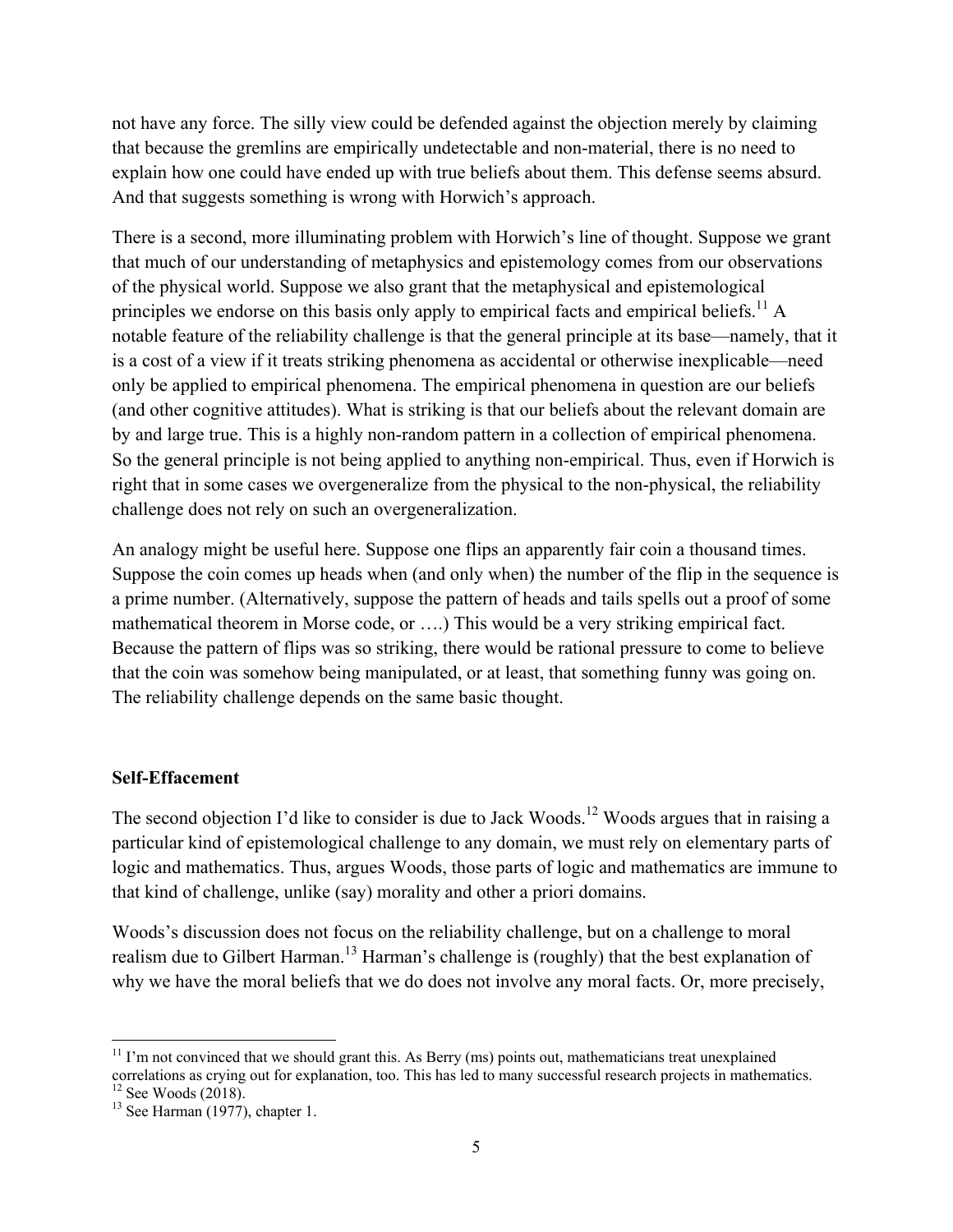not have any force. The silly view could be defended against the objection merely by claiming that because the gremlins are empirically undetectable and non-material, there is no need to explain how one could have ended up with true beliefs about them. This defense seems absurd. And that suggests something is wrong with Horwich's approach.

There is a second, more illuminating problem with Horwich's line of thought. Suppose we grant that much of our understanding of metaphysics and epistemology comes from our observations of the physical world. Suppose we also grant that the metaphysical and epistemological principles we endorse on this basis only apply to empirical facts and empirical beliefs.[11] A notable feature of the reliability challenge is that the general principle at its base—namely, that it is a cost of a view if it treats striking phenomena as accidental or otherwise inexplicable—need only be applied to empirical phenomena. The empirical phenomena in question are our beliefs (and other cognitive attitudes). What is striking is that our beliefs about the relevant domain are by and large true. This is a highly non-random pattern in a collection of empirical phenomena. So the general principle is not being applied to anything non-empirical. Thus, even if Horwich is right that in some cases we overgeneralize from the physical to the non-physical, the reliability challenge does not rely on such an overgeneralization.

An analogy might be useful here. Suppose one flips an apparently fair coin a thousand times. Suppose the coin comes up heads when (and only when) the number of the flip in the sequence is a prime number. (Alternatively, suppose the pattern of heads and tails spells out a proof of some mathematical theorem in Morse code, or ….) This would be a very striking empirical fact. Because the pattern of flips was so striking, there would be rational pressure to come to believe that the coin was somehow being manipulated, or at least, that something funny was going on. The reliability challenge depends on the same basic thought.

**Self-Effacement**

The second objection I'd like to consider is due to Jack Woods.[12] Woods argues that in raising a particular kind of epistemological challenge to any domain, we must rely on elementary parts of logic and mathematics. Thus, argues Woods, those parts of logic and mathematics are immune to that kind of challenge, unlike (say) morality and other a priori domains.

Woods's discussion does not focus on the reliability challenge, but on a challenge to moral realism due to Gilbert Harman.[13] Harman's challenge is (roughly) that the best explanation of why we have the moral beliefs that we do does not involve any moral facts. Or, more precisely,

---

[11] I'm not convinced that we should grant this. As Berry (ms) points out, mathematicians treat unexplained correlations as crying out for explanation, too. This has led to many successful research projects in mathematics.

[12] See Woods (2018).

[13] See Harman (1977), chapter 1.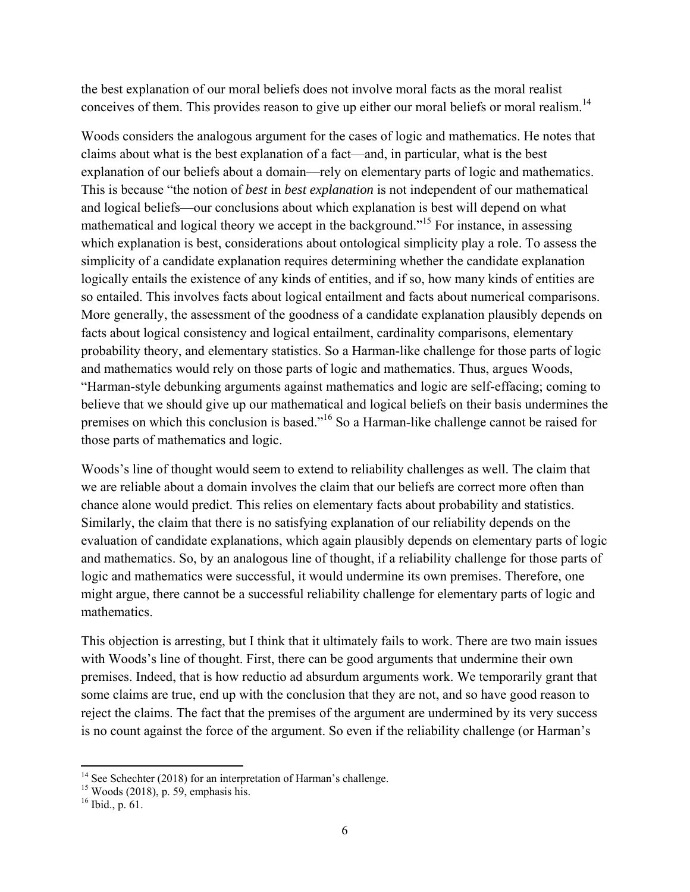the best explanation of our moral beliefs does not involve moral facts as the moral realist conceives of them. This provides reason to give up either our moral beliefs or moral realism.[14]

Woods considers the analogous argument for the cases of logic and mathematics. He notes that claims about what is the best explanation of a fact—and, in particular, what is the best explanation of our beliefs about a domain—rely on elementary parts of logic and mathematics. This is because "the notion of *best* in *best explanation* is not independent of our mathematical and logical beliefs—our conclusions about which explanation is best will depend on what mathematical and logical theory we accept in the background."[15] For instance, in assessing which explanation is best, considerations about ontological simplicity play a role. To assess the simplicity of a candidate explanation requires determining whether the candidate explanation logically entails the existence of any kinds of entities, and if so, how many kinds of entities are so entailed. This involves facts about logical entailment and facts about numerical comparisons. More generally, the assessment of the goodness of a candidate explanation plausibly depends on facts about logical consistency and logical entailment, cardinality comparisons, elementary probability theory, and elementary statistics. So a Harman-like challenge for those parts of logic and mathematics would rely on those parts of logic and mathematics. Thus, argues Woods, "Harman-style debunking arguments against mathematics and logic are self-effacing; coming to believe that we should give up our mathematical and logical beliefs on their basis undermines the premises on which this conclusion is based."[16] So a Harman-like challenge cannot be raised for those parts of mathematics and logic.

Woods's line of thought would seem to extend to reliability challenges as well. The claim that we are reliable about a domain involves the claim that our beliefs are correct more often than chance alone would predict. This relies on elementary facts about probability and statistics. Similarly, the claim that there is no satisfying explanation of our reliability depends on the evaluation of candidate explanations, which again plausibly depends on elementary parts of logic and mathematics. So, by an analogous line of thought, if a reliability challenge for those parts of logic and mathematics were successful, it would undermine its own premises. Therefore, one might argue, there cannot be a successful reliability challenge for elementary parts of logic and mathematics.

This objection is arresting, but I think that it ultimately fails to work. There are two main issues with Woods's line of thought. First, there can be good arguments that undermine their own premises. Indeed, that is how reductio ad absurdum arguments work. We temporarily grant that some claims are true, end up with the conclusion that they are not, and so have good reason to reject the claims. The fact that the premises of the argument are undermined by its very success is no count against the force of the argument. So even if the reliability challenge (or Harman's

---

[14] See Schechter (2018) for an interpretation of Harman's challenge.

[15] Woods (2018), p. 59, emphasis his.

[16] Ibid., p. 61.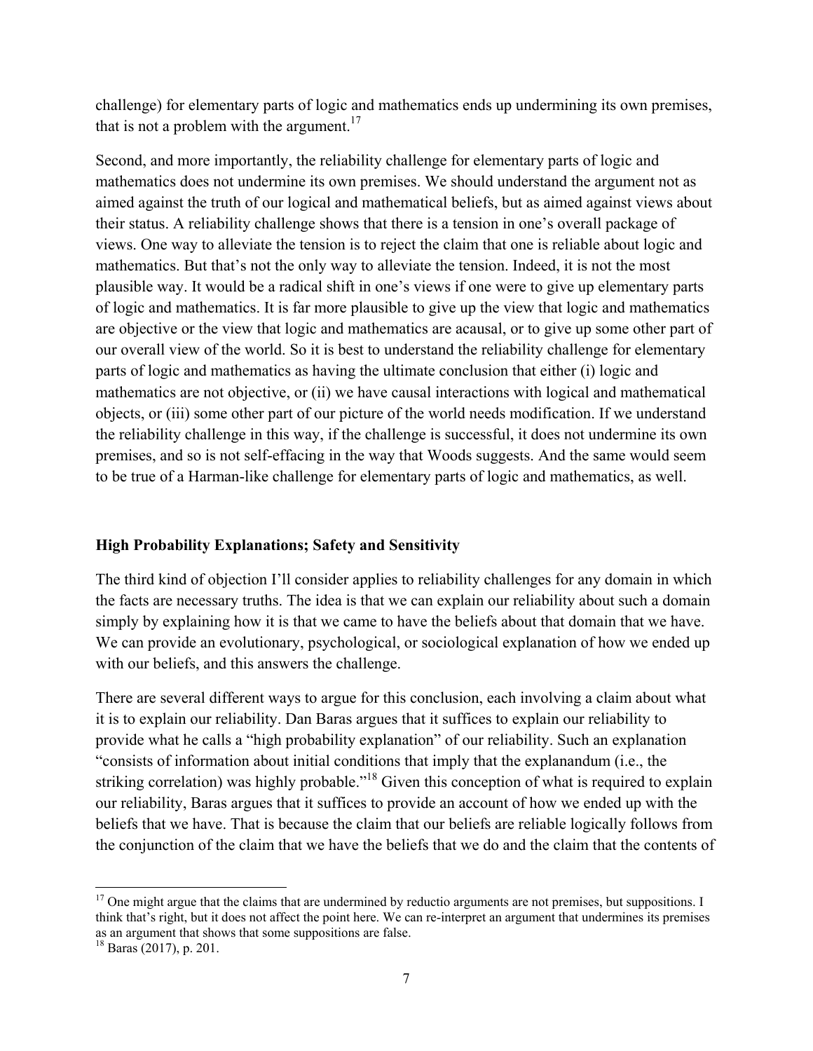challenge) for elementary parts of logic and mathematics ends up undermining its own premises, that is not a problem with the argument.[17]

Second, and more importantly, the reliability challenge for elementary parts of logic and mathematics does not undermine its own premises. We should understand the argument not as aimed against the truth of our logical and mathematical beliefs, but as aimed against views about their status. A reliability challenge shows that there is a tension in one's overall package of views. One way to alleviate the tension is to reject the claim that one is reliable about logic and mathematics. But that's not the only way to alleviate the tension. Indeed, it is not the most plausible way. It would be a radical shift in one's views if one were to give up elementary parts of logic and mathematics. It is far more plausible to give up the view that logic and mathematics are objective or the view that logic and mathematics are acausal, or to give up some other part of our overall view of the world. So it is best to understand the reliability challenge for elementary parts of logic and mathematics as having the ultimate conclusion that either (i) logic and mathematics are not objective, or (ii) we have causal interactions with logical and mathematical objects, or (iii) some other part of our picture of the world needs modification. If we understand the reliability challenge in this way, if the challenge is successful, it does not undermine its own premises, and so is not self-effacing in the way that Woods suggests. And the same would seem to be true of a Harman-like challenge for elementary parts of logic and mathematics, as well.

### High Probability Explanations; Safety and Sensitivity

The third kind of objection I'll consider applies to reliability challenges for any domain in which the facts are necessary truths. The idea is that we can explain our reliability about such a domain simply by explaining how it is that we came to have the beliefs about that domain that we have. We can provide an evolutionary, psychological, or sociological explanation of how we ended up with our beliefs, and this answers the challenge.

There are several different ways to argue for this conclusion, each involving a claim about what it is to explain our reliability. Dan Baras argues that it suffices to explain our reliability to provide what he calls a "high probability explanation" of our reliability. Such an explanation "consists of information about initial conditions that imply that the explanandum (i.e., the striking correlation) was highly probable."[18] Given this conception of what is required to explain our reliability, Baras argues that it suffices to provide an account of how we ended up with the beliefs that we have. That is because the claim that our beliefs are reliable logically follows from the conjunction of the claim that we have the beliefs that we do and the claim that the contents of

---

[17] One might argue that the claims that are undermined by reductio arguments are not premises, but suppositions. I think that's right, but it does not affect the point here. We can re-interpret an argument that undermines its premises as an argument that shows that some suppositions are false.

[18] Baras (2017), p. 201.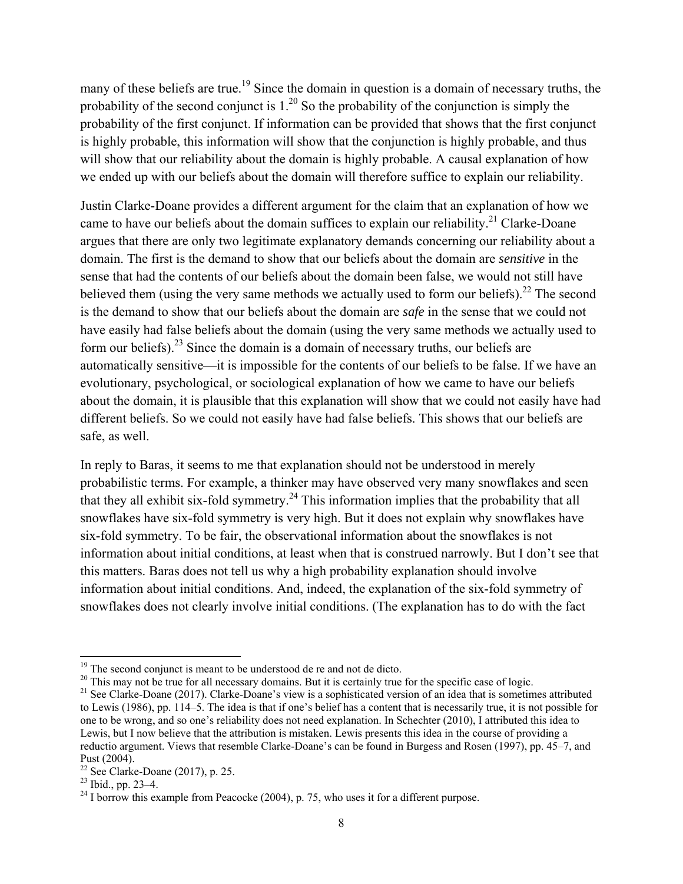many of these beliefs are true.[19] Since the domain in question is a domain of necessary truths, the probability of the second conjunct is 1.[20] So the probability of the conjunction is simply the probability of the first conjunct. If information can be provided that shows that the first conjunct is highly probable, this information will show that the conjunction is highly probable, and thus will show that our reliability about the domain is highly probable. A causal explanation of how we ended up with our beliefs about the domain will therefore suffice to explain our reliability.

Justin Clarke-Doane provides a different argument for the claim that an explanation of how we came to have our beliefs about the domain suffices to explain our reliability.[21] Clarke-Doane argues that there are only two legitimate explanatory demands concerning our reliability about a domain. The first is the demand to show that our beliefs about the domain are *sensitive* in the sense that had the contents of our beliefs about the domain been false, we would not still have believed them (using the very same methods we actually used to form our beliefs).[22] The second is the demand to show that our beliefs about the domain are *safe* in the sense that we could not have easily had false beliefs about the domain (using the very same methods we actually used to form our beliefs).[23] Since the domain is a domain of necessary truths, our beliefs are automatically sensitive—it is impossible for the contents of our beliefs to be false. If we have an evolutionary, psychological, or sociological explanation of how we came to have our beliefs about the domain, it is plausible that this explanation will show that we could not easily have had different beliefs. So we could not easily have had false beliefs. This shows that our beliefs are safe, as well.

In reply to Baras, it seems to me that explanation should not be understood in merely probabilistic terms. For example, a thinker may have observed very many snowflakes and seen that they all exhibit six-fold symmetry.[24] This information implies that the probability that all snowflakes have six-fold symmetry is very high. But it does not explain why snowflakes have six-fold symmetry. To be fair, the observational information about the snowflakes is not information about initial conditions, at least when that is construed narrowly. But I don't see that this matters. Baras does not tell us why a high probability explanation should involve information about initial conditions. And, indeed, the explanation of the six-fold symmetry of snowflakes does not clearly involve initial conditions. (The explanation has to do with the fact

---

[19] The second conjunct is meant to be understood de re and not de dicto.

[20] This may not be true for all necessary domains. But it is certainly true for the specific case of logic.

[21] See Clarke-Doane (2017). Clarke-Doane's view is a sophisticated version of an idea that is sometimes attributed to Lewis (1986), pp. 114–5. The idea is that if one's belief has a content that is necessarily true, it is not possible for one to be wrong, and so one's reliability does not need explanation. In Schechter (2010), I attributed this idea to Lewis, but I now believe that the attribution is mistaken. Lewis presents this idea in the course of providing a reductio argument. Views that resemble Clarke-Doane's can be found in Burgess and Rosen (1997), pp. 45–7, and Pust (2004).

[22] See Clarke-Doane (2017), p. 25.

[23] Ibid., pp. 23–4.

[24] I borrow this example from Peacocke (2004), p. 75, who uses it for a different purpose.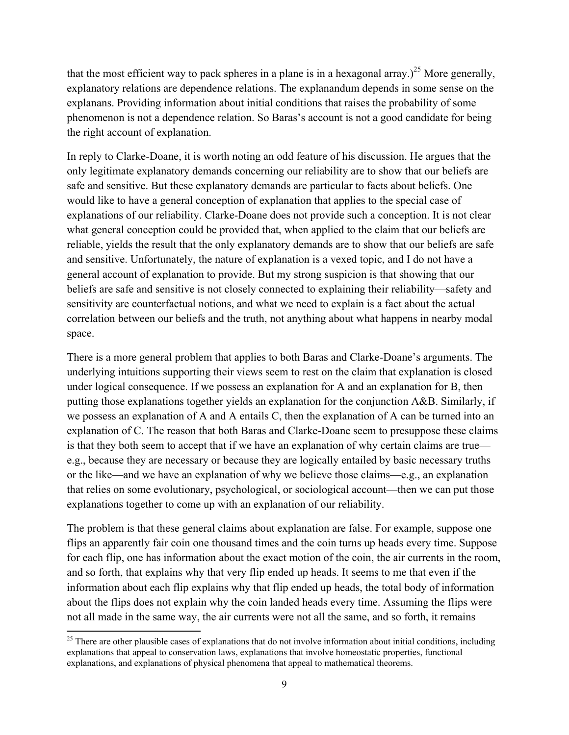that the most efficient way to pack spheres in a plane is in a hexagonal array.)[25] More generally, explanatory relations are dependence relations. The explanandum depends in some sense on the explanans. Providing information about initial conditions that raises the probability of some phenomenon is not a dependence relation. So Baras's account is not a good candidate for being the right account of explanation.

In reply to Clarke-Doane, it is worth noting an odd feature of his discussion. He argues that the only legitimate explanatory demands concerning our reliability are to show that our beliefs are safe and sensitive. But these explanatory demands are particular to facts about beliefs. One would like to have a general conception of explanation that applies to the special case of explanations of our reliability. Clarke-Doane does not provide such a conception. It is not clear what general conception could be provided that, when applied to the claim that our beliefs are reliable, yields the result that the only explanatory demands are to show that our beliefs are safe and sensitive. Unfortunately, the nature of explanation is a vexed topic, and I do not have a general account of explanation to provide. But my strong suspicion is that showing that our beliefs are safe and sensitive is not closely connected to explaining their reliability—safety and sensitivity are counterfactual notions, and what we need to explain is a fact about the actual correlation between our beliefs and the truth, not anything about what happens in nearby modal space.

There is a more general problem that applies to both Baras and Clarke-Doane's arguments. The underlying intuitions supporting their views seem to rest on the claim that explanation is closed under logical consequence. If we possess an explanation for A and an explanation for B, then putting those explanations together yields an explanation for the conjunction A&B. Similarly, if we possess an explanation of A and A entails C, then the explanation of A can be turned into an explanation of C. The reason that both Baras and Clarke-Doane seem to presuppose these claims is that they both seem to accept that if we have an explanation of why certain claims are true—e.g., because they are necessary or because they are logically entailed by basic necessary truths or the like—and we have an explanation of why we believe those claims—e.g., an explanation that relies on some evolutionary, psychological, or sociological account—then we can put those explanations together to come up with an explanation of our reliability.

The problem is that these general claims about explanation are false. For example, suppose one flips an apparently fair coin one thousand times and the coin turns up heads every time. Suppose for each flip, one has information about the exact motion of the coin, the air currents in the room, and so forth, that explains why that very flip ended up heads. It seems to me that even if the information about each flip explains why that flip ended up heads, the total body of information about the flips does not explain why the coin landed heads every time. Assuming the flips were not all made in the same way, the air currents were not all the same, and so forth, it remains

[25] There are other plausible cases of explanations that do not involve information about initial conditions, including explanations that appeal to conservation laws, explanations that involve homeostatic properties, functional explanations, and explanations of physical phenomena that appeal to mathematical theorems.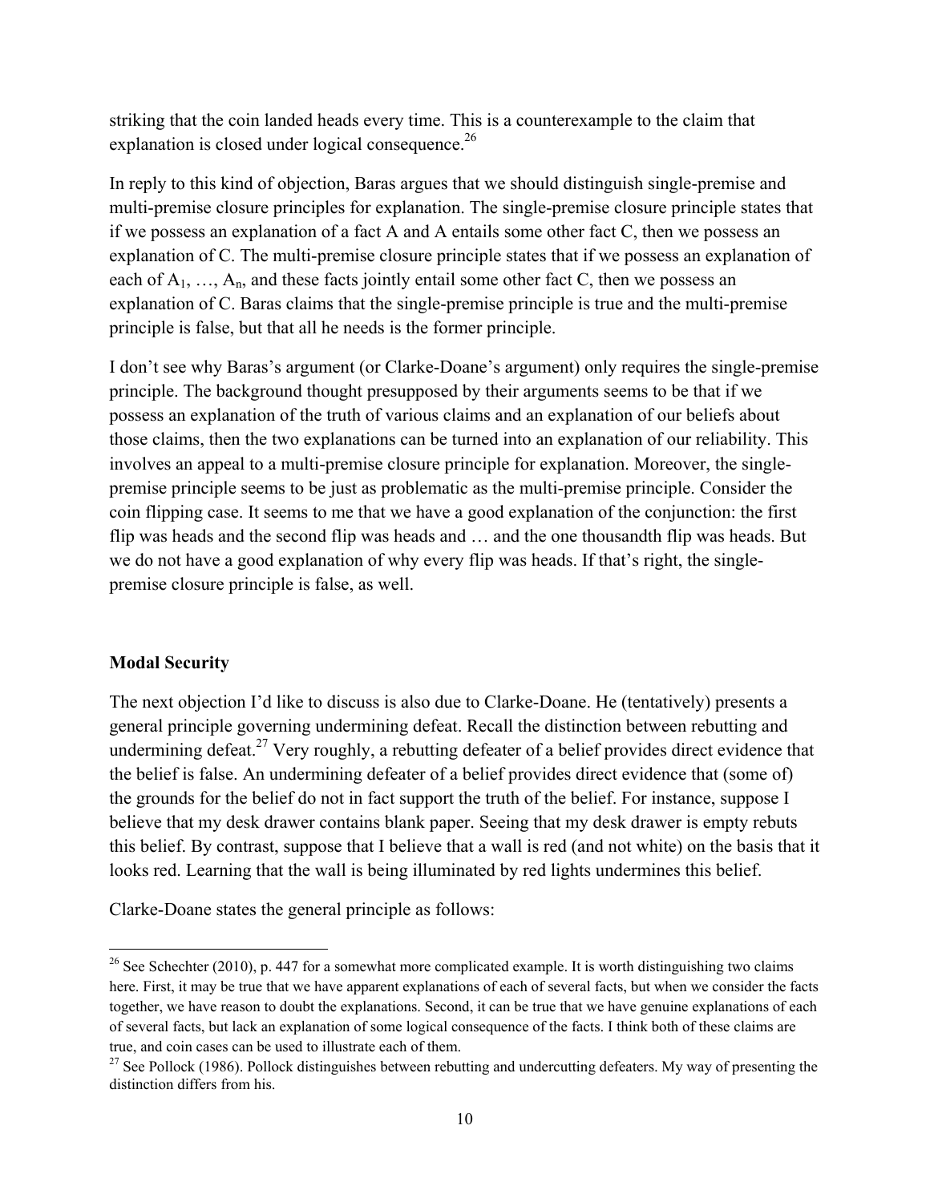striking that the coin landed heads every time. This is a counterexample to the claim that explanation is closed under logical consequence.[26]

In reply to this kind of objection, Baras argues that we should distinguish single-premise and multi-premise closure principles for explanation. The single-premise closure principle states that if we possess an explanation of a fact A and A entails some other fact C, then we possess an explanation of C. The multi-premise closure principle states that if we possess an explanation of each of $A_1, \ldots, A_n$, and these facts jointly entail some other fact C, then we possess an explanation of C. Baras claims that the single-premise principle is true and the multi-premise principle is false, but that all he needs is the former principle.

I don't see why Baras's argument (or Clarke-Doane's argument) only requires the single-premise principle. The background thought presupposed by their arguments seems to be that if we possess an explanation of the truth of various claims and an explanation of our beliefs about those claims, then the two explanations can be turned into an explanation of our reliability. This involves an appeal to a multi-premise closure principle for explanation. Moreover, the single-premise principle seems to be just as problematic as the multi-premise principle. Consider the coin flipping case. It seems to me that we have a good explanation of the conjunction: the first flip was heads and the second flip was heads and … and the one thousandth flip was heads. But we do not have a good explanation of why every flip was heads. If that's right, the single-premise closure principle is false, as well.

**Modal Security**

The next objection I'd like to discuss is also due to Clarke-Doane. He (tentatively) presents a general principle governing undermining defeat. Recall the distinction between rebutting and undermining defeat.[27] Very roughly, a rebutting defeater of a belief provides direct evidence that the belief is false. An undermining defeater of a belief provides direct evidence that (some of) the grounds for the belief do not in fact support the truth of the belief. For instance, suppose I believe that my desk drawer contains blank paper. Seeing that my desk drawer is empty rebuts this belief. By contrast, suppose that I believe that a wall is red (and not white) on the basis that it looks red. Learning that the wall is being illuminated by red lights undermines this belief.

Clarke-Doane states the general principle as follows:

---

[26] See Schechter (2010), p. 447 for a somewhat more complicated example. It is worth distinguishing two claims here. First, it may be true that we have apparent explanations of each of several facts, but when we consider the facts together, we have reason to doubt the explanations. Second, it can be true that we have genuine explanations of each of several facts, but lack an explanation of some logical consequence of the facts. I think both of these claims are true, and coin cases can be used to illustrate each of them.

[27] See Pollock (1986). Pollock distinguishes between rebutting and undercutting defeaters. My way of presenting the distinction differs from his.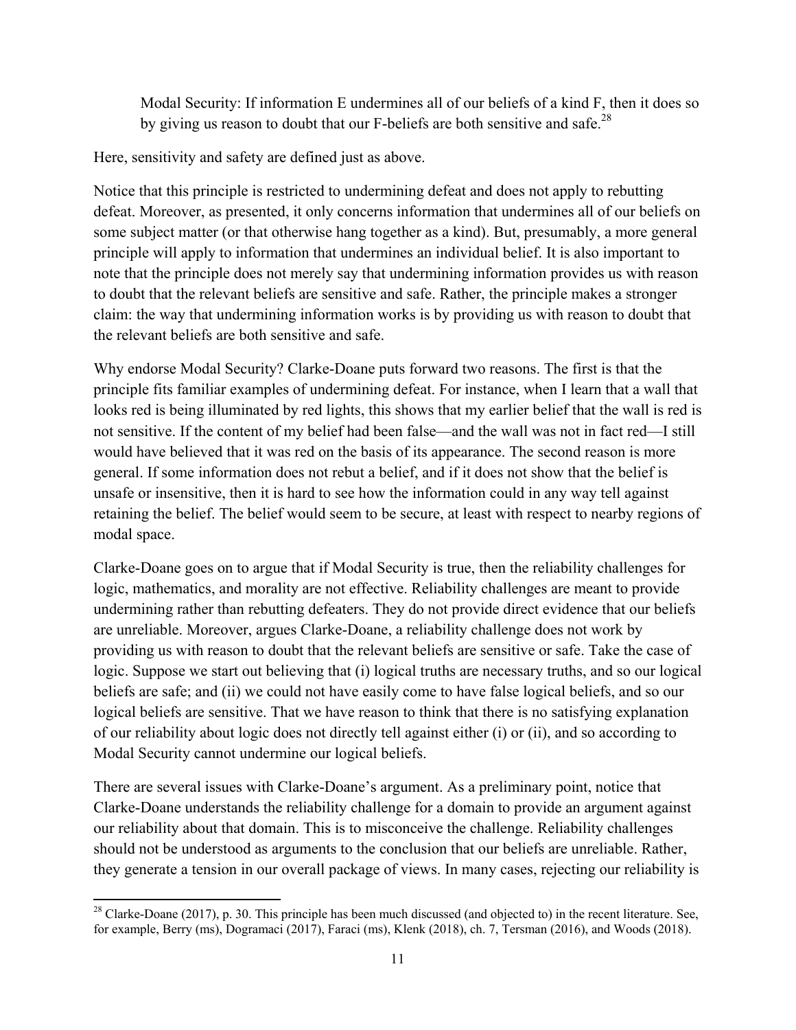> Modal Security: If information E undermines all of our beliefs of a kind F, then it does so by giving us reason to doubt that our F-beliefs are both sensitive and safe.[28]

Here, sensitivity and safety are defined just as above.

Notice that this principle is restricted to undermining defeat and does not apply to rebutting defeat. Moreover, as presented, it only concerns information that undermines all of our beliefs on some subject matter (or that otherwise hang together as a kind). But, presumably, a more general principle will apply to information that undermines an individual belief. It is also important to note that the principle does not merely say that undermining information provides us with reason to doubt that the relevant beliefs are sensitive and safe. Rather, the principle makes a stronger claim: the way that undermining information works is by providing us with reason to doubt that the relevant beliefs are both sensitive and safe.

Why endorse Modal Security? Clarke-Doane puts forward two reasons. The first is that the principle fits familiar examples of undermining defeat. For instance, when I learn that a wall that looks red is being illuminated by red lights, this shows that my earlier belief that the wall is red is not sensitive. If the content of my belief had been false—and the wall was not in fact red—I still would have believed that it was red on the basis of its appearance. The second reason is more general. If some information does not rebut a belief, and if it does not show that the belief is unsafe or insensitive, then it is hard to see how the information could in any way tell against retaining the belief. The belief would seem to be secure, at least with respect to nearby regions of modal space.

Clarke-Doane goes on to argue that if Modal Security is true, then the reliability challenges for logic, mathematics, and morality are not effective. Reliability challenges are meant to provide undermining rather than rebutting defeaters. They do not provide direct evidence that our beliefs are unreliable. Moreover, argues Clarke-Doane, a reliability challenge does not work by providing us with reason to doubt that the relevant beliefs are sensitive or safe. Take the case of logic. Suppose we start out believing that (i) logical truths are necessary truths, and so our logical beliefs are safe; and (ii) we could not have easily come to have false logical beliefs, and so our logical beliefs are sensitive. That we have reason to think that there is no satisfying explanation of our reliability about logic does not directly tell against either (i) or (ii), and so according to Modal Security cannot undermine our logical beliefs.

There are several issues with Clarke-Doane's argument. As a preliminary point, notice that Clarke-Doane understands the reliability challenge for a domain to provide an argument against our reliability about that domain. This is to misconceive the challenge. Reliability challenges should not be understood as arguments to the conclusion that our beliefs are unreliable. Rather, they generate a tension in our overall package of views. In many cases, rejecting our reliability is

[28] Clarke-Doane (2017), p. 30. This principle has been much discussed (and objected to) in the recent literature. See, for example, Berry (ms), Dogramaci (2017), Faraci (ms), Klenk (2018), ch. 7, Tersman (2016), and Woods (2018).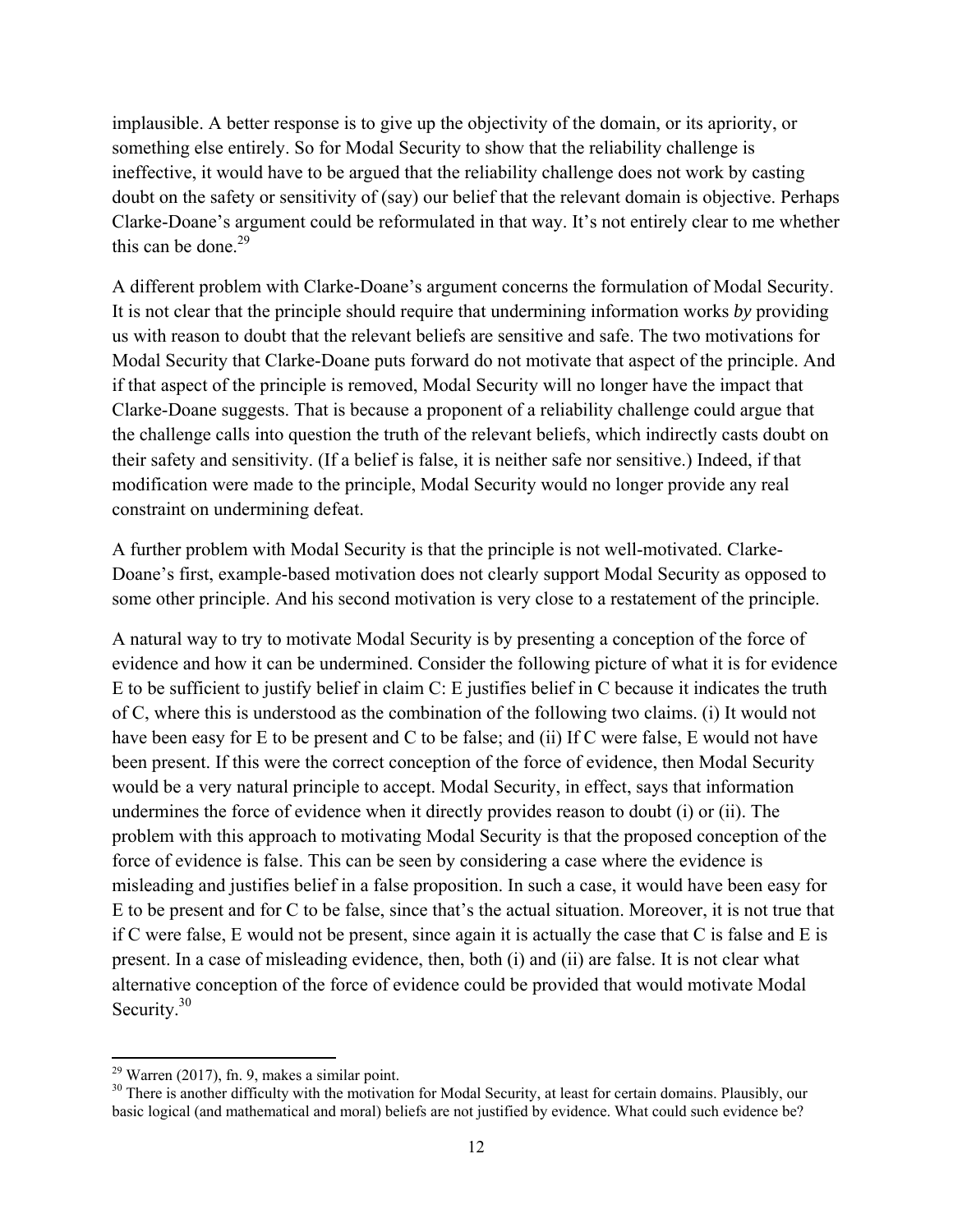implausible. A better response is to give up the objectivity of the domain, or its apriority, or something else entirely. So for Modal Security to show that the reliability challenge is ineffective, it would have to be argued that the reliability challenge does not work by casting doubt on the safety or sensitivity of (say) our belief that the relevant domain is objective. Perhaps Clarke-Doane's argument could be reformulated in that way. It's not entirely clear to me whether this can be done.[29]

A different problem with Clarke-Doane's argument concerns the formulation of Modal Security. It is not clear that the principle should require that undermining information works *by* providing us with reason to doubt that the relevant beliefs are sensitive and safe. The two motivations for Modal Security that Clarke-Doane puts forward do not motivate that aspect of the principle. And if that aspect of the principle is removed, Modal Security will no longer have the impact that Clarke-Doane suggests. That is because a proponent of a reliability challenge could argue that the challenge calls into question the truth of the relevant beliefs, which indirectly casts doubt on their safety and sensitivity. (If a belief is false, it is neither safe nor sensitive.) Indeed, if that modification were made to the principle, Modal Security would no longer provide any real constraint on undermining defeat.

A further problem with Modal Security is that the principle is not well-motivated. Clarke-Doane's first, example-based motivation does not clearly support Modal Security as opposed to some other principle. And his second motivation is very close to a restatement of the principle.

A natural way to try to motivate Modal Security is by presenting a conception of the force of evidence and how it can be undermined. Consider the following picture of what it is for evidence E to be sufficient to justify belief in claim C: E justifies belief in C because it indicates the truth of C, where this is understood as the combination of the following two claims. (i) It would not have been easy for E to be present and C to be false; and (ii) If C were false, E would not have been present. If this were the correct conception of the force of evidence, then Modal Security would be a very natural principle to accept. Modal Security, in effect, says that information undermines the force of evidence when it directly provides reason to doubt (i) or (ii). The problem with this approach to motivating Modal Security is that the proposed conception of the force of evidence is false. This can be seen by considering a case where the evidence is misleading and justifies belief in a false proposition. In such a case, it would have been easy for E to be present and for C to be false, since that's the actual situation. Moreover, it is not true that if C were false, E would not be present, since again it is actually the case that C is false and E is present. In a case of misleading evidence, then, both (i) and (ii) are false. It is not clear what alternative conception of the force of evidence could be provided that would motivate Modal Security.[30]

---

[29] Warren (2017), fn. 9, makes a similar point.

[30] There is another difficulty with the motivation for Modal Security, at least for certain domains. Plausibly, our basic logical (and mathematical and moral) beliefs are not justified by evidence. What could such evidence be?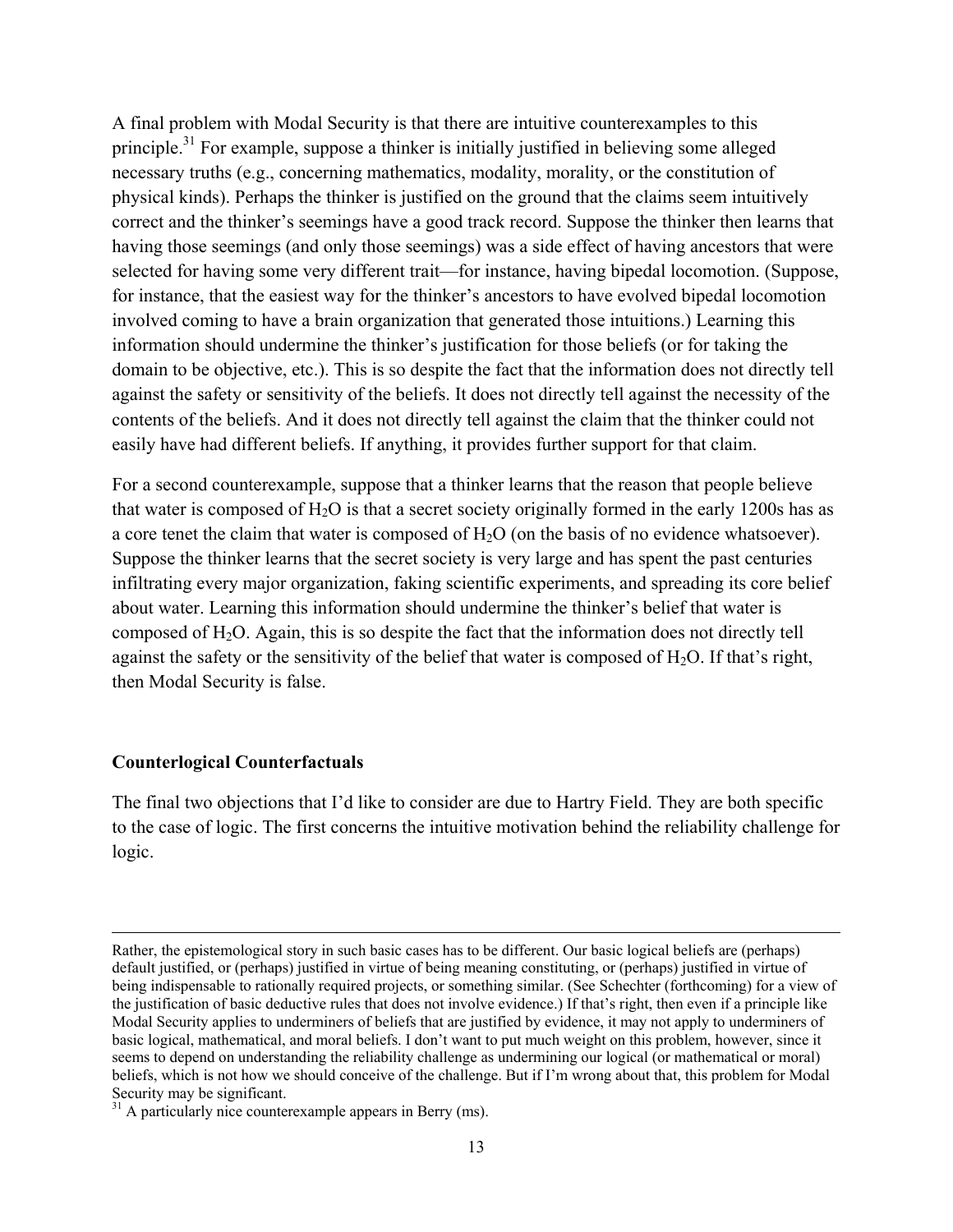A final problem with Modal Security is that there are intuitive counterexamples to this principle.[31] For example, suppose a thinker is initially justified in believing some alleged necessary truths (e.g., concerning mathematics, modality, morality, or the constitution of physical kinds). Perhaps the thinker is justified on the ground that the claims seem intuitively correct and the thinker's seemings have a good track record. Suppose the thinker then learns that having those seemings (and only those seemings) was a side effect of having ancestors that were selected for having some very different trait—for instance, having bipedal locomotion. (Suppose, for instance, that the easiest way for the thinker's ancestors to have evolved bipedal locomotion involved coming to have a brain organization that generated those intuitions.) Learning this information should undermine the thinker's justification for those beliefs (or for taking the domain to be objective, etc.). This is so despite the fact that the information does not directly tell against the safety or sensitivity of the beliefs. It does not directly tell against the necessity of the contents of the beliefs. And it does not directly tell against the claim that the thinker could not easily have had different beliefs. If anything, it provides further support for that claim.

For a second counterexample, suppose that a thinker learns that the reason that people believe that water is composed of $H_2O$ is that a secret society originally formed in the early 1200s has as a core tenet the claim that water is composed of $H_2O$ (on the basis of no evidence whatsoever). Suppose the thinker learns that the secret society is very large and has spent the past centuries infiltrating every major organization, faking scientific experiments, and spreading its core belief about water. Learning this information should undermine the thinker's belief that water is composed of $H_2O$. Again, this is so despite the fact that the information does not directly tell against the safety or the sensitivity of the belief that water is composed of $H_2O$. If that's right, then Modal Security is false.

### Counterlogical Counterfactuals

The final two objections that I'd like to consider are due to Hartry Field. They are both specific to the case of logic. The first concerns the intuitive motivation behind the reliability challenge for logic.

---

Rather, the epistemological story in such basic cases has to be different. Our basic logical beliefs are (perhaps) default justified, or (perhaps) justified in virtue of being meaning constituting, or (perhaps) justified in virtue of being indispensable to rationally required projects, or something similar. (See Schechter (forthcoming) for a view of the justification of basic deductive rules that does not involve evidence.) If that's right, then even if a principle like Modal Security applies to underminers of beliefs that are justified by evidence, it may not apply to underminers of basic logical, mathematical, and moral beliefs. I don't want to put much weight on this problem, however, since it seems to depend on understanding the reliability challenge as undermining our logical (or mathematical or moral) beliefs, which is not how we should conceive of the challenge. But if I'm wrong about that, this problem for Modal Security may be significant.

[31] A particularly nice counterexample appears in Berry (ms).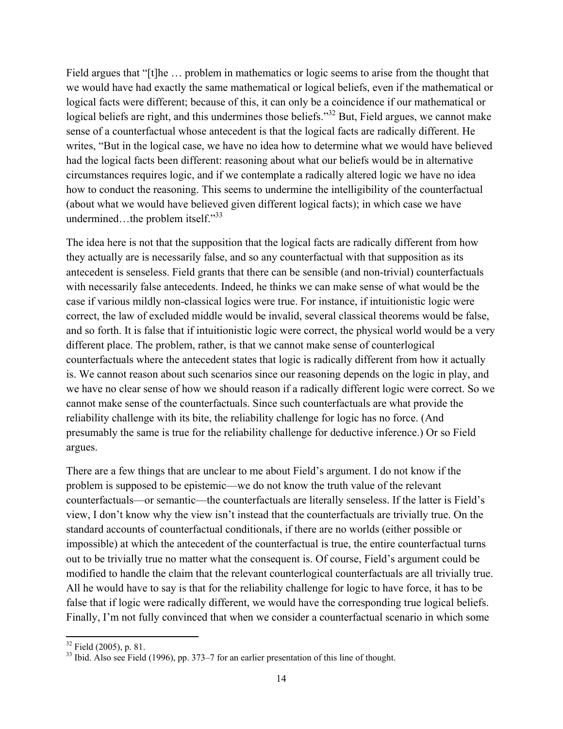Field argues that "[t]he … problem in mathematics or logic seems to arise from the thought that we would have had exactly the same mathematical or logical beliefs, even if the mathematical or logical facts were different; because of this, it can only be a coincidence if our mathematical or logical beliefs are right, and this undermines those beliefs."[32] But, Field argues, we cannot make sense of a counterfactual whose antecedent is that the logical facts are radically different. He writes, "But in the logical case, we have no idea how to determine what we would have believed had the logical facts been different: reasoning about what our beliefs would be in alternative circumstances requires logic, and if we contemplate a radically altered logic we have no idea how to conduct the reasoning. This seems to undermine the intelligibility of the counterfactual (about what we would have believed given different logical facts); in which case we have undermined…the problem itself."[33]

The idea here is not that the supposition that the logical facts are radically different from how they actually are is necessarily false, and so any counterfactual with that supposition as its antecedent is senseless. Field grants that there can be sensible (and non-trivial) counterfactuals with necessarily false antecedents. Indeed, he thinks we can make sense of what would be the case if various mildly non-classical logics were true. For instance, if intuitionistic logic were correct, the law of excluded middle would be invalid, several classical theorems would be false, and so forth. It is false that if intuitionistic logic were correct, the physical world would be a very different place. The problem, rather, is that we cannot make sense of counterlogical counterfactuals where the antecedent states that logic is radically different from how it actually is. We cannot reason about such scenarios since our reasoning depends on the logic in play, and we have no clear sense of how we should reason if a radically different logic were correct. So we cannot make sense of the counterfactuals. Since such counterfactuals are what provide the reliability challenge with its bite, the reliability challenge for logic has no force. (And presumably the same is true for the reliability challenge for deductive inference.) Or so Field argues.

There are a few things that are unclear to me about Field's argument. I do not know if the problem is supposed to be epistemic—we do not know the truth value of the relevant counterfactuals—or semantic—the counterfactuals are literally senseless. If the latter is Field's view, I don't know why the view isn't instead that the counterfactuals are trivially true. On the standard accounts of counterfactual conditionals, if there are no worlds (either possible or impossible) at which the antecedent of the counterfactual is true, the entire counterfactual turns out to be trivially true no matter what the consequent is. Of course, Field's argument could be modified to handle the claim that the relevant counterlogical counterfactuals are all trivially true. All he would have to say is that for the reliability challenge for logic to have force, it has to be false that if logic were radically different, we would have the corresponding true logical beliefs. Finally, I'm not fully convinced that when we consider a counterfactual scenario in which some

---

[32] Field (2005), p. 81.

[33] Ibid. Also see Field (1996), pp. 373–7 for an earlier presentation of this line of thought.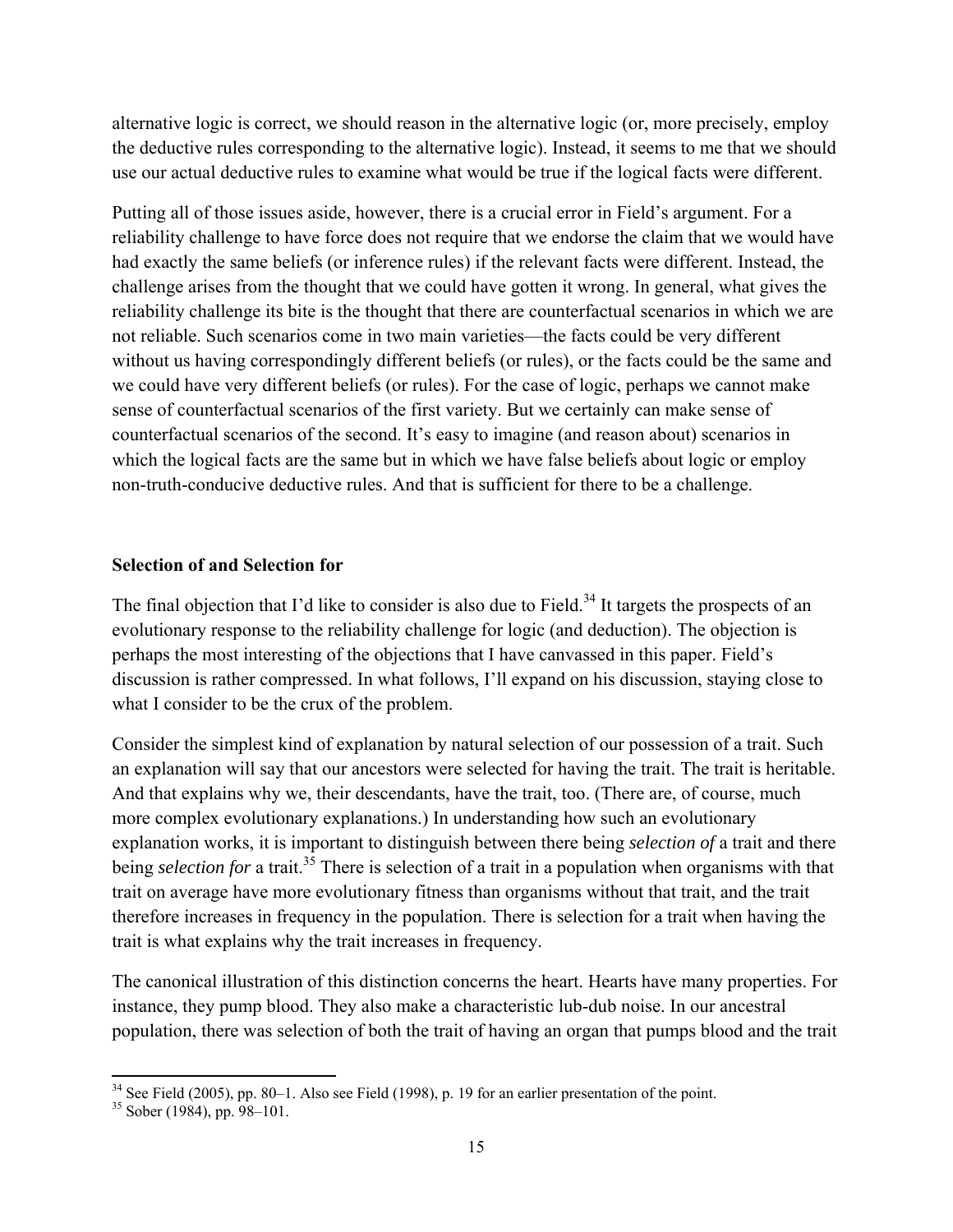alternative logic is correct, we should reason in the alternative logic (or, more precisely, employ the deductive rules corresponding to the alternative logic). Instead, it seems to me that we should use our actual deductive rules to examine what would be true if the logical facts were different.

Putting all of those issues aside, however, there is a crucial error in Field's argument. For a reliability challenge to have force does not require that we endorse the claim that we would have had exactly the same beliefs (or inference rules) if the relevant facts were different. Instead, the challenge arises from the thought that we could have gotten it wrong. In general, what gives the reliability challenge its bite is the thought that there are counterfactual scenarios in which we are not reliable. Such scenarios come in two main varieties—the facts could be very different without us having correspondingly different beliefs (or rules), or the facts could be the same and we could have very different beliefs (or rules). For the case of logic, perhaps we cannot make sense of counterfactual scenarios of the first variety. But we certainly can make sense of counterfactual scenarios of the second. It's easy to imagine (and reason about) scenarios in which the logical facts are the same but in which we have false beliefs about logic or employ non-truth-conducive deductive rules. And that is sufficient for there to be a challenge.

### Selection of and Selection for

The final objection that I'd like to consider is also due to Field.[34] It targets the prospects of an evolutionary response to the reliability challenge for logic (and deduction). The objection is perhaps the most interesting of the objections that I have canvassed in this paper. Field's discussion is rather compressed. In what follows, I'll expand on his discussion, staying close to what I consider to be the crux of the problem.

Consider the simplest kind of explanation by natural selection of our possession of a trait. Such an explanation will say that our ancestors were selected for having the trait. The trait is heritable. And that explains why we, their descendants, have the trait, too. (There are, of course, much more complex evolutionary explanations.) In understanding how such an evolutionary explanation works, it is important to distinguish between there being *selection of* a trait and there being *selection for* a trait.[35] There is selection of a trait in a population when organisms with that trait on average have more evolutionary fitness than organisms without that trait, and the trait therefore increases in frequency in the population. There is selection for a trait when having the trait is what explains why the trait increases in frequency.

The canonical illustration of this distinction concerns the heart. Hearts have many properties. For instance, they pump blood. They also make a characteristic lub-dub noise. In our ancestral population, there was selection of both the trait of having an organ that pumps blood and the trait

[34] See Field (2005), pp. 80–1. Also see Field (1998), p. 19 for an earlier presentation of the point.

[35] Sober (1984), pp. 98–101.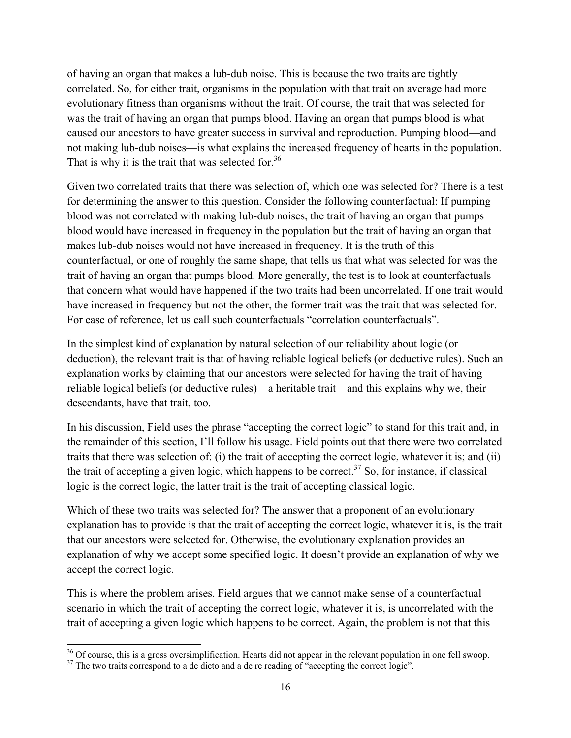of having an organ that makes a lub-dub noise. This is because the two traits are tightly correlated. So, for either trait, organisms in the population with that trait on average had more evolutionary fitness than organisms without the trait. Of course, the trait that was selected for was the trait of having an organ that pumps blood. Having an organ that pumps blood is what caused our ancestors to have greater success in survival and reproduction. Pumping blood—and not making lub-dub noises—is what explains the increased frequency of hearts in the population. That is why it is the trait that was selected for.[36]

Given two correlated traits that there was selection of, which one was selected for? There is a test for determining the answer to this question. Consider the following counterfactual: If pumping blood was not correlated with making lub-dub noises, the trait of having an organ that pumps blood would have increased in frequency in the population but the trait of having an organ that makes lub-dub noises would not have increased in frequency. It is the truth of this counterfactual, or one of roughly the same shape, that tells us that what was selected for was the trait of having an organ that pumps blood. More generally, the test is to look at counterfactuals that concern what would have happened if the two traits had been uncorrelated. If one trait would have increased in frequency but not the other, the former trait was the trait that was selected for. For ease of reference, let us call such counterfactuals "correlation counterfactuals".

In the simplest kind of explanation by natural selection of our reliability about logic (or deduction), the relevant trait is that of having reliable logical beliefs (or deductive rules). Such an explanation works by claiming that our ancestors were selected for having the trait of having reliable logical beliefs (or deductive rules)—a heritable trait—and this explains why we, their descendants, have that trait, too.

In his discussion, Field uses the phrase "accepting the correct logic" to stand for this trait and, in the remainder of this section, I'll follow his usage. Field points out that there were two correlated traits that there was selection of: (i) the trait of accepting the correct logic, whatever it is; and (ii) the trait of accepting a given logic, which happens to be correct.[37] So, for instance, if classical logic is the correct logic, the latter trait is the trait of accepting classical logic.

Which of these two traits was selected for? The answer that a proponent of an evolutionary explanation has to provide is that the trait of accepting the correct logic, whatever it is, is the trait that our ancestors were selected for. Otherwise, the evolutionary explanation provides an explanation of why we accept some specified logic. It doesn't provide an explanation of why we accept the correct logic.

This is where the problem arises. Field argues that we cannot make sense of a counterfactual scenario in which the trait of accepting the correct logic, whatever it is, is uncorrelated with the trait of accepting a given logic which happens to be correct. Again, the problem is not that this

[36] Of course, this is a gross oversimplification. Hearts did not appear in the relevant population in one fell swoop.

[37] The two traits correspond to a de dicto and a de re reading of "accepting the correct logic".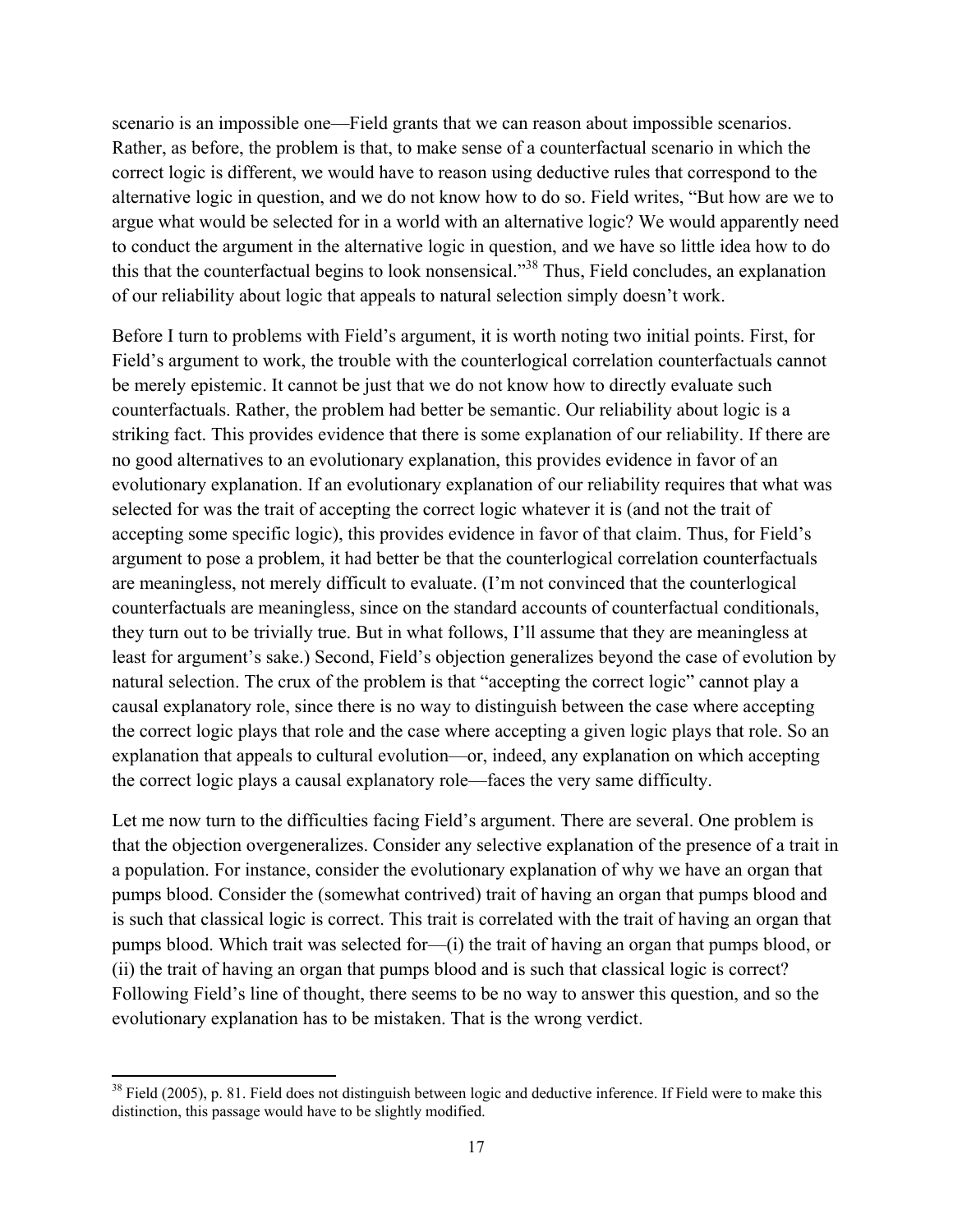scenario is an impossible one—Field grants that we can reason about impossible scenarios. Rather, as before, the problem is that, to make sense of a counterfactual scenario in which the correct logic is different, we would have to reason using deductive rules that correspond to the alternative logic in question, and we do not know how to do so. Field writes, "But how are we to argue what would be selected for in a world with an alternative logic? We would apparently need to conduct the argument in the alternative logic in question, and we have so little idea how to do this that the counterfactual begins to look nonsensical."[38] Thus, Field concludes, an explanation of our reliability about logic that appeals to natural selection simply doesn't work.

Before I turn to problems with Field's argument, it is worth noting two initial points. First, for Field's argument to work, the trouble with the counterlogical correlation counterfactuals cannot be merely epistemic. It cannot be just that we do not know how to directly evaluate such counterfactuals. Rather, the problem had better be semantic. Our reliability about logic is a striking fact. This provides evidence that there is some explanation of our reliability. If there are no good alternatives to an evolutionary explanation, this provides evidence in favor of an evolutionary explanation. If an evolutionary explanation of our reliability requires that what was selected for was the trait of accepting the correct logic whatever it is (and not the trait of accepting some specific logic), this provides evidence in favor of that claim. Thus, for Field's argument to pose a problem, it had better be that the counterlogical correlation counterfactuals are meaningless, not merely difficult to evaluate. (I'm not convinced that the counterlogical counterfactuals are meaningless, since on the standard accounts of counterfactual conditionals, they turn out to be trivially true. But in what follows, I'll assume that they are meaningless at least for argument's sake.) Second, Field's objection generalizes beyond the case of evolution by natural selection. The crux of the problem is that "accepting the correct logic" cannot play a causal explanatory role, since there is no way to distinguish between the case where accepting the correct logic plays that role and the case where accepting a given logic plays that role. So an explanation that appeals to cultural evolution—or, indeed, any explanation on which accepting the correct logic plays a causal explanatory role—faces the very same difficulty.

Let me now turn to the difficulties facing Field's argument. There are several. One problem is that the objection overgeneralizes. Consider any selective explanation of the presence of a trait in a population. For instance, consider the evolutionary explanation of why we have an organ that pumps blood. Consider the (somewhat contrived) trait of having an organ that pumps blood and is such that classical logic is correct. This trait is correlated with the trait of having an organ that pumps blood. Which trait was selected for—(i) the trait of having an organ that pumps blood, or (ii) the trait of having an organ that pumps blood and is such that classical logic is correct? Following Field's line of thought, there seems to be no way to answer this question, and so the evolutionary explanation has to be mistaken. That is the wrong verdict.

[38] Field (2005), p. 81. Field does not distinguish between logic and deductive inference. If Field were to make this distinction, this passage would have to be slightly modified.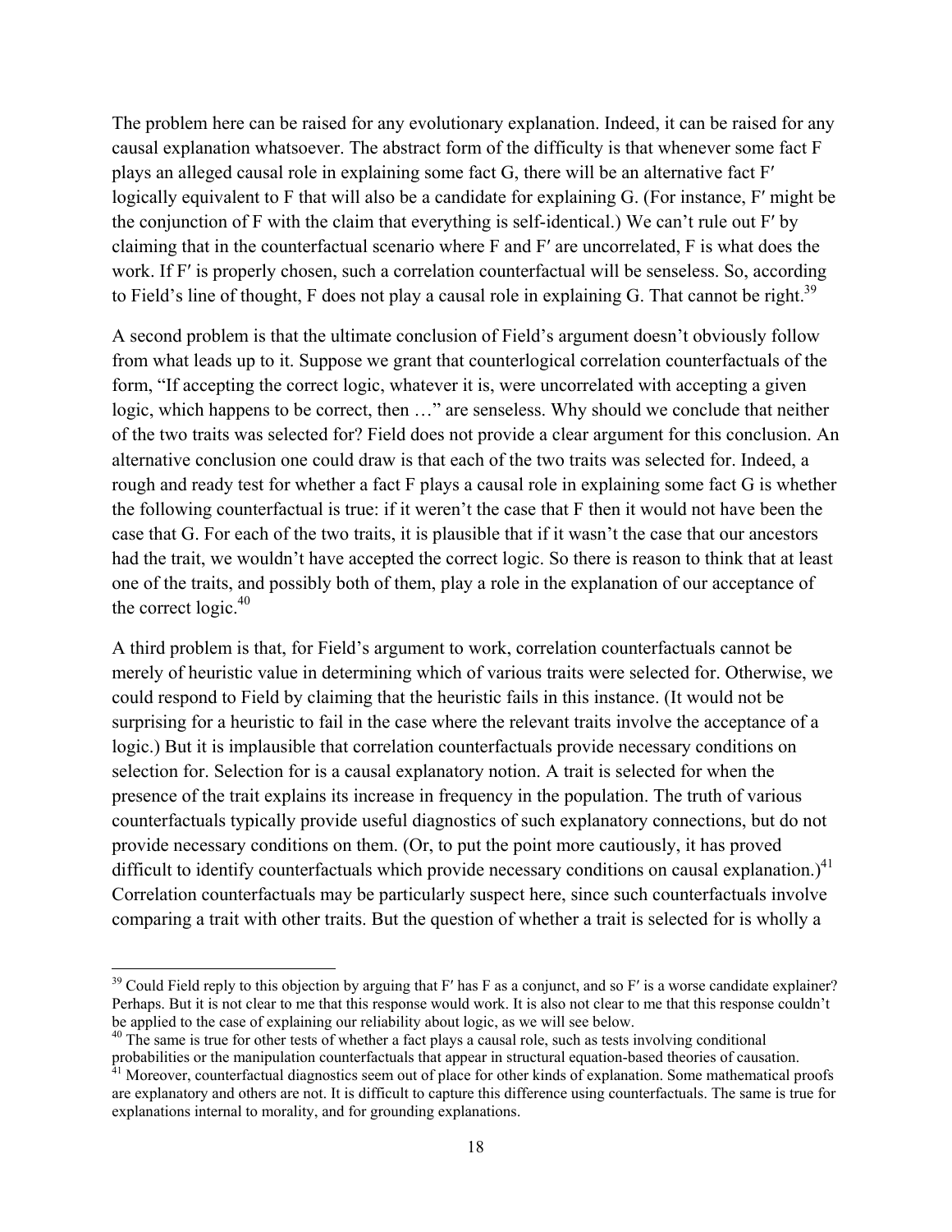The problem here can be raised for any evolutionary explanation. Indeed, it can be raised for any causal explanation whatsoever. The abstract form of the difficulty is that whenever some fact F plays an alleged causal role in explaining some fact G, there will be an alternative fact F′ logically equivalent to F that will also be a candidate for explaining G. (For instance, F′ might be the conjunction of F with the claim that everything is self-identical.) We can't rule out F′ by claiming that in the counterfactual scenario where F and F′ are uncorrelated, F is what does the work. If F′ is properly chosen, such a correlation counterfactual will be senseless. So, according to Field's line of thought, F does not play a causal role in explaining G. That cannot be right.[39]

A second problem is that the ultimate conclusion of Field's argument doesn't obviously follow from what leads up to it. Suppose we grant that counterlogical correlation counterfactuals of the form, "If accepting the correct logic, whatever it is, were uncorrelated with accepting a given logic, which happens to be correct, then …" are senseless. Why should we conclude that neither of the two traits was selected for? Field does not provide a clear argument for this conclusion. An alternative conclusion one could draw is that each of the two traits was selected for. Indeed, a rough and ready test for whether a fact F plays a causal role in explaining some fact G is whether the following counterfactual is true: if it weren't the case that F then it would not have been the case that G. For each of the two traits, it is plausible that if it wasn't the case that our ancestors had the trait, we wouldn't have accepted the correct logic. So there is reason to think that at least one of the traits, and possibly both of them, play a role in the explanation of our acceptance of the correct logic.[40]

A third problem is that, for Field's argument to work, correlation counterfactuals cannot be merely of heuristic value in determining which of various traits were selected for. Otherwise, we could respond to Field by claiming that the heuristic fails in this instance. (It would not be surprising for a heuristic to fail in the case where the relevant traits involve the acceptance of a logic.) But it is implausible that correlation counterfactuals provide necessary conditions on selection for. Selection for is a causal explanatory notion. A trait is selected for when the presence of the trait explains its increase in frequency in the population. The truth of various counterfactuals typically provide useful diagnostics of such explanatory connections, but do not provide necessary conditions on them. (Or, to put the point more cautiously, it has proved difficult to identify counterfactuals which provide necessary conditions on causal explanation.)[41] Correlation counterfactuals may be particularly suspect here, since such counterfactuals involve comparing a trait with other traits. But the question of whether a trait is selected for is wholly a

---

[39] Could Field reply to this objection by arguing that F′ has F as a conjunct, and so F′ is a worse candidate explainer? Perhaps. But it is not clear to me that this response would work. It is also not clear to me that this response couldn't be applied to the case of explaining our reliability about logic, as we will see below.

[40] The same is true for other tests of whether a fact plays a causal role, such as tests involving conditional probabilities or the manipulation counterfactuals that appear in structural equation-based theories of causation.

[41] Moreover, counterfactual diagnostics seem out of place for other kinds of explanation. Some mathematical proofs are explanatory and others are not. It is difficult to capture this difference using counterfactuals. The same is true for explanations internal to morality, and for grounding explanations.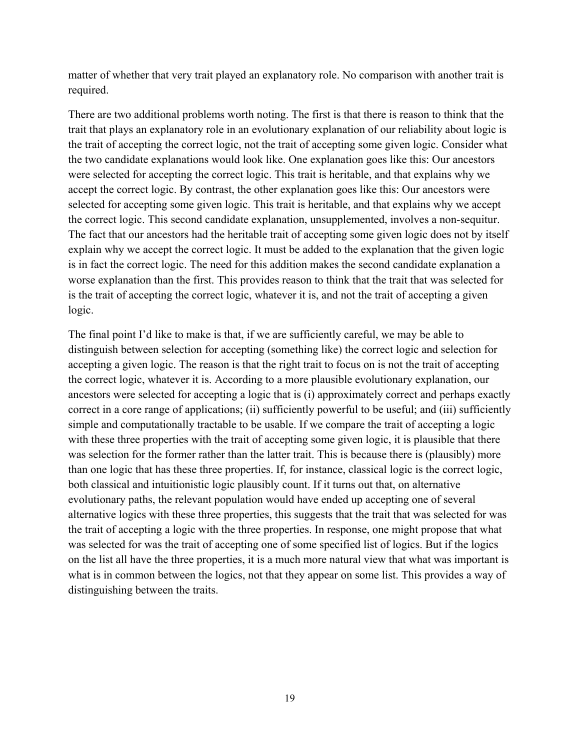matter of whether that very trait played an explanatory role. No comparison with another trait is required.

There are two additional problems worth noting. The first is that there is reason to think that the trait that plays an explanatory role in an evolutionary explanation of our reliability about logic is the trait of accepting the correct logic, not the trait of accepting some given logic. Consider what the two candidate explanations would look like. One explanation goes like this: Our ancestors were selected for accepting the correct logic. This trait is heritable, and that explains why we accept the correct logic. By contrast, the other explanation goes like this: Our ancestors were selected for accepting some given logic. This trait is heritable, and that explains why we accept the correct logic. This second candidate explanation, unsupplemented, involves a non-sequitur. The fact that our ancestors had the heritable trait of accepting some given logic does not by itself explain why we accept the correct logic. It must be added to the explanation that the given logic is in fact the correct logic. The need for this addition makes the second candidate explanation a worse explanation than the first. This provides reason to think that the trait that was selected for is the trait of accepting the correct logic, whatever it is, and not the trait of accepting a given logic.

The final point I'd like to make is that, if we are sufficiently careful, we may be able to distinguish between selection for accepting (something like) the correct logic and selection for accepting a given logic. The reason is that the right trait to focus on is not the trait of accepting the correct logic, whatever it is. According to a more plausible evolutionary explanation, our ancestors were selected for accepting a logic that is (i) approximately correct and perhaps exactly correct in a core range of applications; (ii) sufficiently powerful to be useful; and (iii) sufficiently simple and computationally tractable to be usable. If we compare the trait of accepting a logic with these three properties with the trait of accepting some given logic, it is plausible that there was selection for the former rather than the latter trait. This is because there is (plausibly) more than one logic that has these three properties. If, for instance, classical logic is the correct logic, both classical and intuitionistic logic plausibly count. If it turns out that, on alternative evolutionary paths, the relevant population would have ended up accepting one of several alternative logics with these three properties, this suggests that the trait that was selected for was the trait of accepting a logic with the three properties. In response, one might propose that what was selected for was the trait of accepting one of some specified list of logics. But if the logics on the list all have the three properties, it is a much more natural view that what was important is what is in common between the logics, not that they appear on some list. This provides a way of distinguishing between the traits.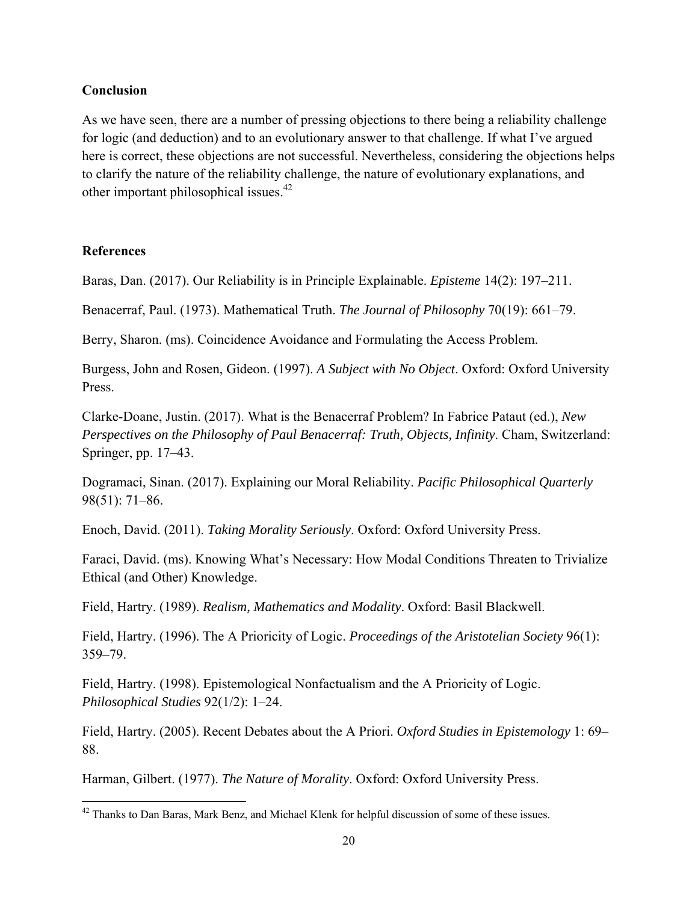## Conclusion

As we have seen, there are a number of pressing objections to there being a reliability challenge for logic (and deduction) and to an evolutionary answer to that challenge. If what I've argued here is correct, these objections are not successful. Nevertheless, considering the objections helps to clarify the nature of the reliability challenge, the nature of evolutionary explanations, and other important philosophical issues.[42]

## References

Baras, Dan. (2017). Our Reliability is in Principle Explainable. *Episteme* 14(2): 197–211.

Benacerraf, Paul. (1973). Mathematical Truth. *The Journal of Philosophy* 70(19): 661–79.

Berry, Sharon. (ms). Coincidence Avoidance and Formulating the Access Problem.

Burgess, John and Rosen, Gideon. (1997). *A Subject with No Object*. Oxford: Oxford University Press.

Clarke-Doane, Justin. (2017). What is the Benacerraf Problem? In Fabrice Pataut (ed.), *New Perspectives on the Philosophy of Paul Benacerraf: Truth, Objects, Infinity*. Cham, Switzerland: Springer, pp. 17–43.

Dogramaci, Sinan. (2017). Explaining our Moral Reliability. *Pacific Philosophical Quarterly* 98(51): 71–86.

Enoch, David. (2011). *Taking Morality Seriously*. Oxford: Oxford University Press.

Faraci, David. (ms). Knowing What's Necessary: How Modal Conditions Threaten to Trivialize Ethical (and Other) Knowledge.

Field, Hartry. (1989). *Realism, Mathematics and Modality*. Oxford: Basil Blackwell.

Field, Hartry. (1996). The A Prioricity of Logic. *Proceedings of the Aristotelian Society* 96(1): 359–79.

Field, Hartry. (1998). Epistemological Nonfactualism and the A Prioricity of Logic. *Philosophical Studies* 92(1/2): 1–24.

Field, Hartry. (2005). Recent Debates about the A Priori. *Oxford Studies in Epistemology* 1: 69–88.

Harman, Gilbert. (1977). *The Nature of Morality*. Oxford: Oxford University Press.

---

[42] Thanks to Dan Baras, Mark Benz, and Michael Klenk for helpful discussion of some of these issues.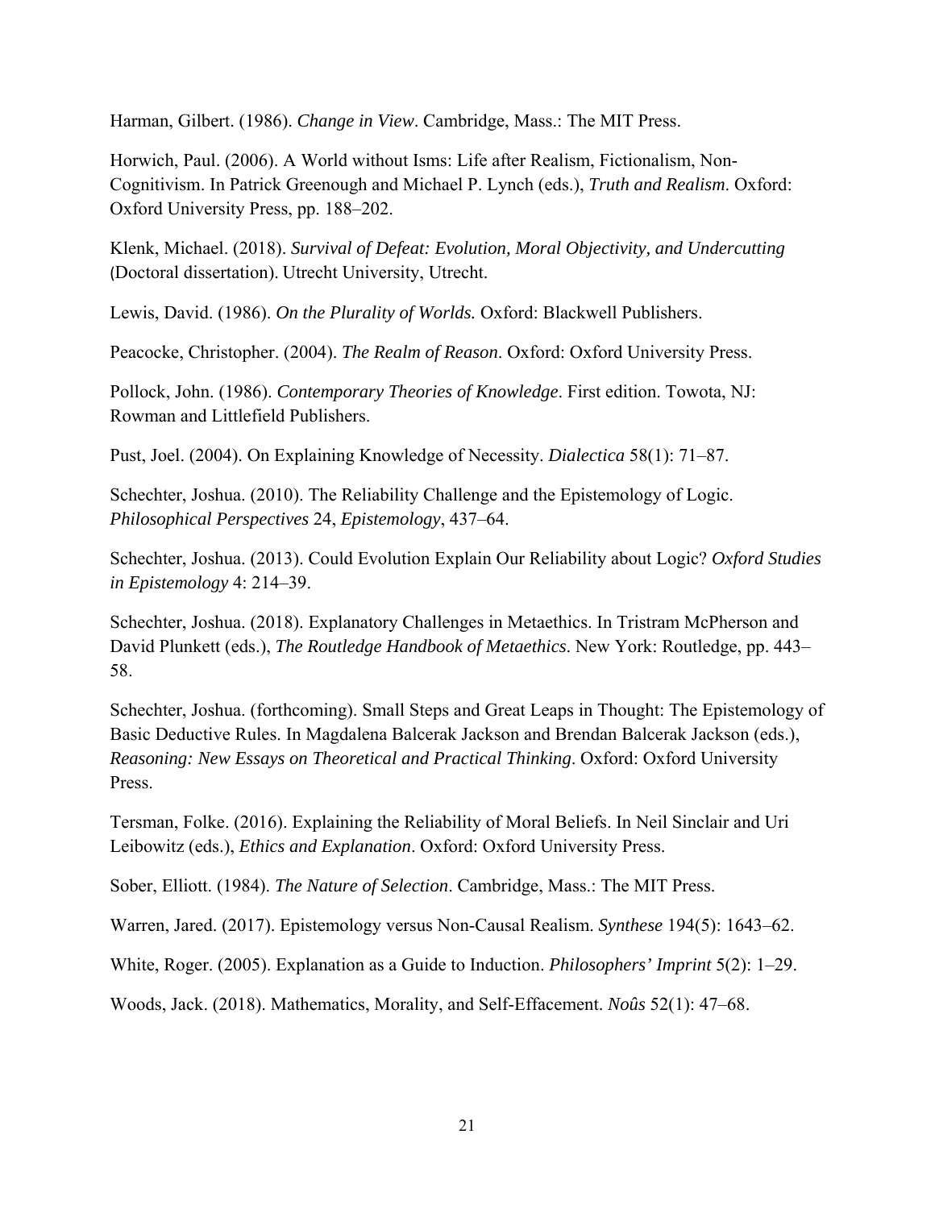Harman, Gilbert. (1986). *Change in View*. Cambridge, Mass.: The MIT Press.

Horwich, Paul. (2006). A World without Isms: Life after Realism, Fictionalism, Non-Cognitivism. In Patrick Greenough and Michael P. Lynch (eds.), *Truth and Realism*. Oxford: Oxford University Press, pp. 188–202.

Klenk, Michael. (2018). *Survival of Defeat: Evolution, Moral Objectivity, and Undercutting* (Doctoral dissertation). Utrecht University, Utrecht.

Lewis, David. (1986). *On the Plurality of Worlds.* Oxford: Blackwell Publishers.

Peacocke, Christopher. (2004). *The Realm of Reason*. Oxford: Oxford University Press.

Pollock, John. (1986). *Contemporary Theories of Knowledge*. First edition. Towota, NJ: Rowman and Littlefield Publishers.

Pust, Joel. (2004). On Explaining Knowledge of Necessity. *Dialectica* 58(1): 71–87.

Schechter, Joshua. (2010). The Reliability Challenge and the Epistemology of Logic. *Philosophical Perspectives* 24, *Epistemology*, 437–64.

Schechter, Joshua. (2013). Could Evolution Explain Our Reliability about Logic? *Oxford Studies in Epistemology* 4: 214–39.

Schechter, Joshua. (2018). Explanatory Challenges in Metaethics. In Tristram McPherson and David Plunkett (eds.), *The Routledge Handbook of Metaethics*. New York: Routledge, pp. 443–58.

Schechter, Joshua. (forthcoming). Small Steps and Great Leaps in Thought: The Epistemology of Basic Deductive Rules. In Magdalena Balcerak Jackson and Brendan Balcerak Jackson (eds.), *Reasoning: New Essays on Theoretical and Practical Thinking*. Oxford: Oxford University Press.

Tersman, Folke. (2016). Explaining the Reliability of Moral Beliefs. In Neil Sinclair and Uri Leibowitz (eds.), *Ethics and Explanation*. Oxford: Oxford University Press.

Sober, Elliott. (1984). *The Nature of Selection*. Cambridge, Mass.: The MIT Press.

Warren, Jared. (2017). Epistemology versus Non-Causal Realism. *Synthese* 194(5): 1643–62.

White, Roger. (2005). Explanation as a Guide to Induction. *Philosophers' Imprint* 5(2): 1–29.

Woods, Jack. (2018). Mathematics, Morality, and Self-Effacement. *Noûs* 52(1): 47–68.